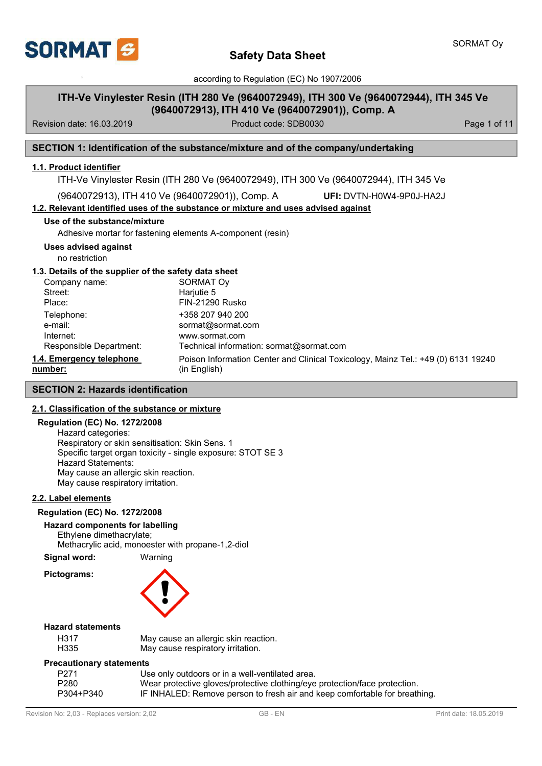# Safety Data Sheet

according to Regulation (EC) No 1907/2006

**ITH-Ve Vinylester Resin (ITH 280 Ve (9640072949), ITH 300 Ve (9640072944), ITH 345 Ve (9640072913), ITH 410 Ve (9640072901)), Comp. A**

Revision date: 16.03.2019 | Product code: SDB0030

## SECTION 1: Identification of the substance/mixture and of the company/undertaking

### 1.1. Product identifier

ITH-Ve Vinylester Resin (ITH 280 Ve (9640072949), ITH 300 Ve (9640072944), ITH 345 Ve (9640072913), ITH 410 Ve (9640072901)), Comp. A **UFI:** DVTN-H0W4-9P0J-HA2J

### 1.2. Relevant identified uses of the substance or mixture and uses advised against

**Use of the substance/mixture**

Adhesive mortar for fastening elements A-component (resin)

**Uses advised against**

no restriction

### 1.3. Details of the supplier of the safety data sheet

| | |
|---|---|
| Company name: | SORMAT Oy |
| Street: | Harjutie 5 |
| Place: | FIN-21290 Rusko |
| Telephone: | +358 207 940 200 |
| e-mail: | sormat@sormat.com |
| Internet: | www.sormat.com |
| Responsible Department: | Technical information: sormat@sormat.com |

**1.4. Emergency telephone number:** Poison Information Center and Clinical Toxicology, Mainz Tel.: +49 (0) 6131 19240 (in English)

## SECTION 2: Hazards identification

### 2.1. Classification of the substance or mixture

**Regulation (EC) No. 1272/2008**

Hazard categories:
Respiratory or skin sensitisation: Skin Sens. 1
Specific target organ toxicity - single exposure: STOT SE 3
Hazard Statements:
May cause an allergic skin reaction.
May cause respiratory irritation.

### 2.2. Label elements

**Regulation (EC) No. 1272/2008**

**Hazard components for labelling**

Ethylene dimethacrylate;
Methacrylic acid, monoester with propane-1,2-diol

**Signal word:** Warning

**Pictograms:**

**Hazard statements**

| | |
|---|---|
| H317 | May cause an allergic skin reaction. |
| H335 | May cause respiratory irritation. |

**Precautionary statements**

| | |
|---|---|
| P271 | Use only outdoors or in a well-ventilated area. |
| P280 | Wear protective gloves/protective clothing/eye protection/face protection. |
| P304+P340 | IF INHALED: Remove person to fresh air and keep comfortable for breathing. |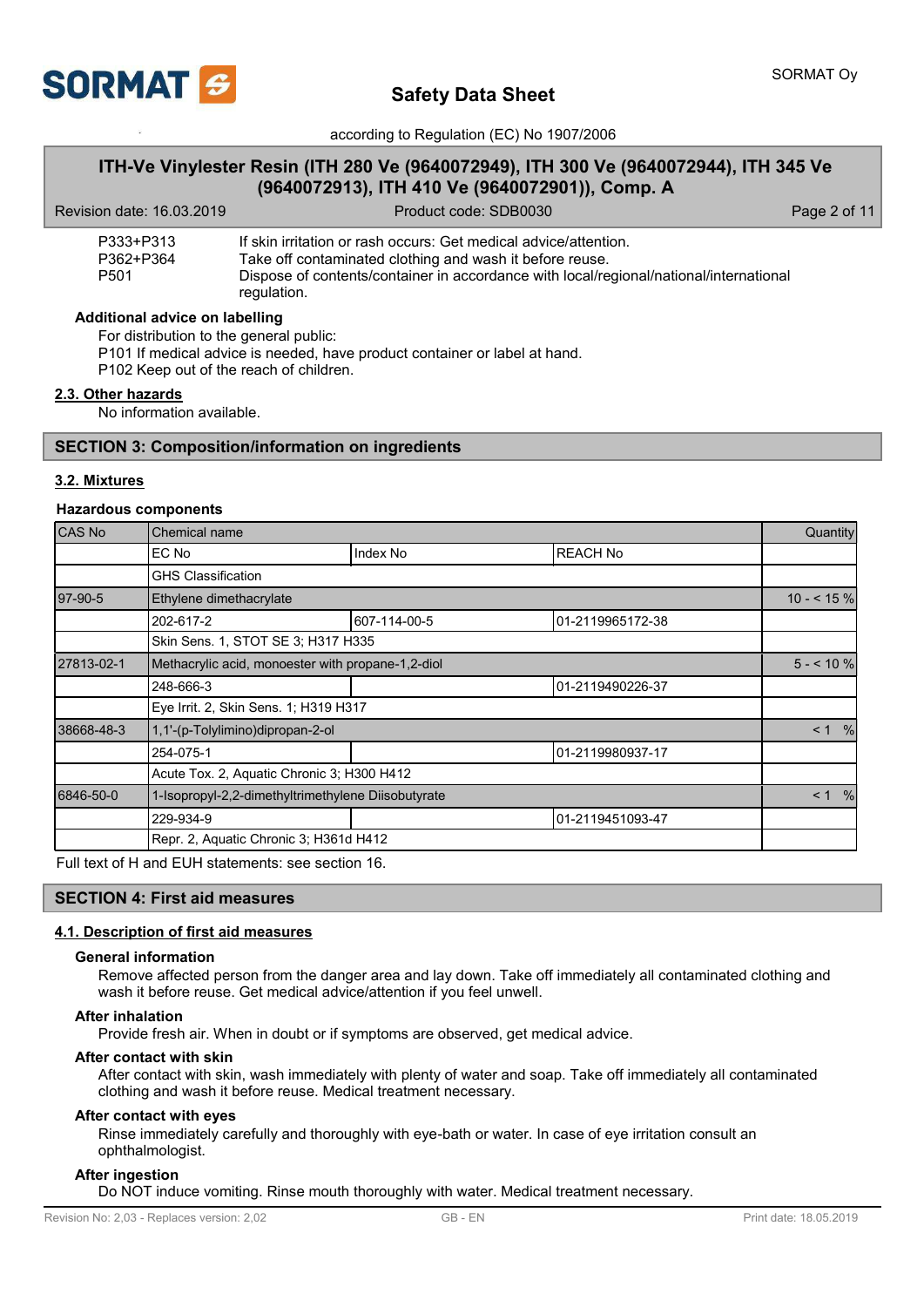| | |
|---|---|
| P333+P313 | If skin irritation or rash occurs: Get medical advice/attention. |
| P362+P364 | Take off contaminated clothing and wash it before reuse. |
| P501 | Dispose of contents/container in accordance with local/regional/national/international regulation. |

**Additional advice on labelling**

For distribution to the general public:
P101 If medical advice is needed, have product container or label at hand.
P102 Keep out of the reach of children.

### 2.3. Other hazards

No information available.

## SECTION 3: Composition/information on ingredients

### 3.2. Mixtures

**Hazardous components**

| CAS No | Chemical name | | | Quantity |
|---|---|---|---|---|
| | EC No | Index No | REACH No | |
| | GHS Classification | | | |
| 97-90-5 | Ethylene dimethacrylate | | | 10 - < 15 % |
| | 202-617-2 | 607-114-00-5 | 01-2119965172-38 | |
| | Skin Sens. 1, STOT SE 3; H317 H335 | | | |
| 27813-02-1 | Methacrylic acid, monoester with propane-1,2-diol | | | 5 - < 10 % |
| | 248-666-3 | | 01-2119490226-37 | |
| | Eye Irrit. 2, Skin Sens. 1; H319 H317 | | | |
| 38668-48-3 | 1,1'-(p-Tolylimino)dipropan-2-ol | | | < 1 % |
| | 254-075-1 | | 01-2119980937-17 | |
| | Acute Tox. 2, Aquatic Chronic 3; H300 H412 | | | |
| 6846-50-0 | 1-Isopropyl-2,2-dimethyltrimethylene Diisobutyrate | | | < 1 % |
| | 229-934-9 | | 01-2119451093-47 | |
| | Repr. 2, Aquatic Chronic 3; H361d H412 | | | |

Full text of H and EUH statements: see section 16.

## SECTION 4: First aid measures

### 4.1. Description of first aid measures

**General information**

Remove affected person from the danger area and lay down. Take off immediately all contaminated clothing and wash it before reuse. Get medical advice/attention if you feel unwell.

**After inhalation**

Provide fresh air. When in doubt or if symptoms are observed, get medical advice.

**After contact with skin**

After contact with skin, wash immediately with plenty of water and soap. Take off immediately all contaminated clothing and wash it before reuse. Medical treatment necessary.

**After contact with eyes**

Rinse immediately carefully and thoroughly with eye-bath or water. In case of eye irritation consult an ophthalmologist.

**After ingestion**

Do NOT induce vomiting. Rinse mouth thoroughly with water. Medical treatment necessary.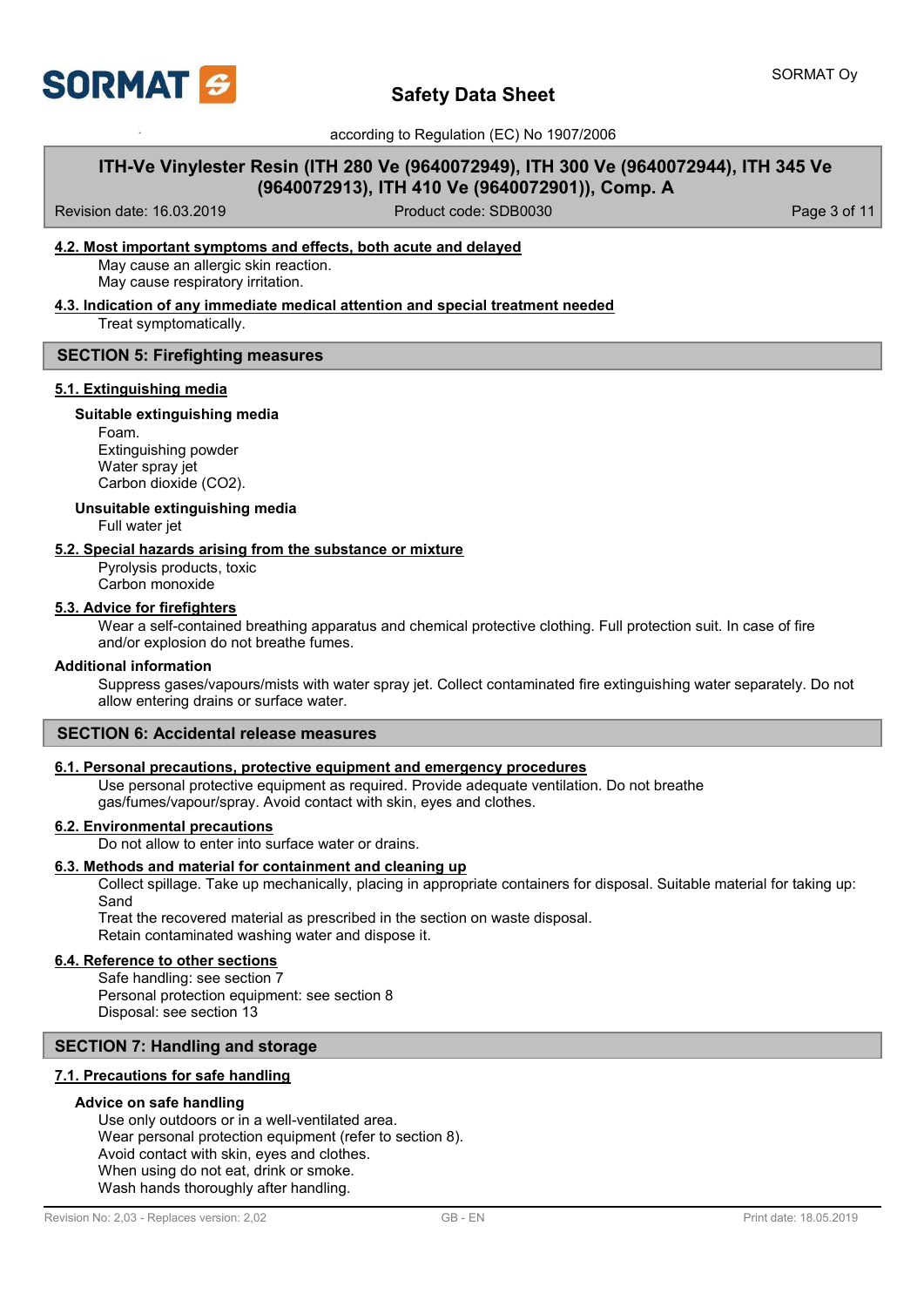#### 4.2. Most important symptoms and effects, both acute and delayed

May cause an allergic skin reaction.
May cause respiratory irritation.

#### 4.3. Indication of any immediate medical attention and special treatment needed

Treat symptomatically.

## SECTION 5: Firefighting measures

#### 5.1. Extinguishing media

**Suitable extinguishing media**

Foam.
Extinguishing powder
Water spray jet
Carbon dioxide ($CO_2$).

**Unsuitable extinguishing media**

Full water jet

#### 5.2. Special hazards arising from the substance or mixture

Pyrolysis products, toxic
Carbon monoxide

#### 5.3. Advice for firefighters

Wear a self-contained breathing apparatus and chemical protective clothing. Full protection suit. In case of fire and/or explosion do not breathe fumes.

**Additional information**

Suppress gases/vapours/mists with water spray jet. Collect contaminated fire extinguishing water separately. Do not allow entering drains or surface water.

## SECTION 6: Accidental release measures

#### 6.1. Personal precautions, protective equipment and emergency procedures

Use personal protective equipment as required. Provide adequate ventilation. Do not breathe gas/fumes/vapour/spray. Avoid contact with skin, eyes and clothes.

#### 6.2. Environmental precautions

Do not allow to enter into surface water or drains.

#### 6.3. Methods and material for containment and cleaning up

Collect spillage. Take up mechanically, placing in appropriate containers for disposal. Suitable material for taking up: Sand
Treat the recovered material as prescribed in the section on waste disposal.
Retain contaminated washing water and dispose it.

#### 6.4. Reference to other sections

Safe handling: see section 7
Personal protection equipment: see section 8
Disposal: see section 13

## SECTION 7: Handling and storage

#### 7.1. Precautions for safe handling

**Advice on safe handling**

Use only outdoors or in a well-ventilated area.
Wear personal protection equipment (refer to section 8).
Avoid contact with skin, eyes and clothes.
When using do not eat, drink or smoke.
Wash hands thoroughly after handling.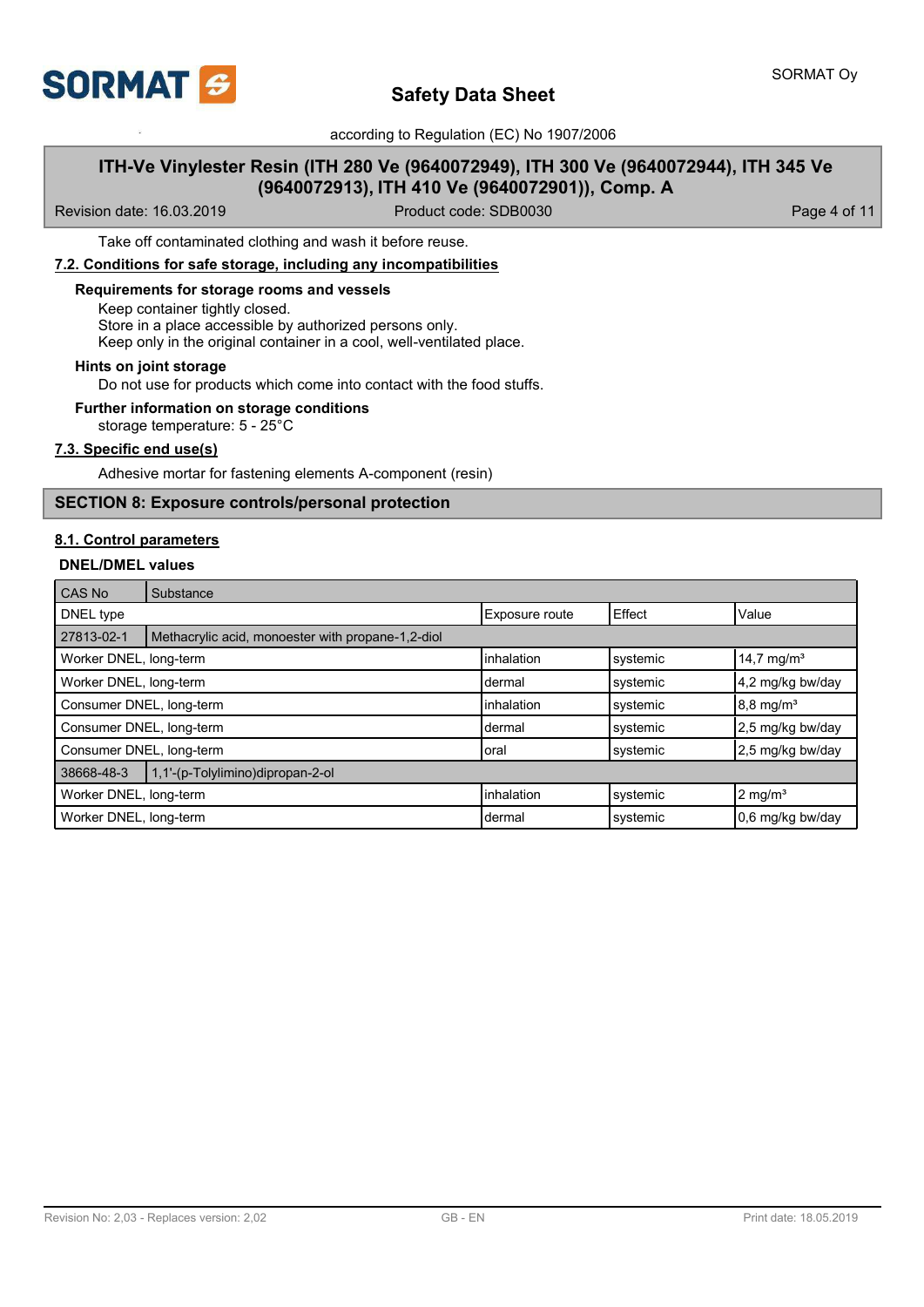Take off contaminated clothing and wash it before reuse.

### 7.2. Conditions for safe storage, including any incompatibilities

**Requirements for storage rooms and vessels**

Keep container tightly closed.
Store in a place accessible by authorized persons only.
Keep only in the original container in a cool, well-ventilated place.

**Hints on joint storage**

Do not use for products which come into contact with the food stuffs.

**Further information on storage conditions**

storage temperature: 5 - 25°C

### 7.3. Specific end use(s)

Adhesive mortar for fastening elements A-component (resin)

## SECTION 8: Exposure controls/personal protection

### 8.1. Control parameters

**DNEL/DMEL values**

| CAS No | Substance | | | |
|---|---|---|---|---|
| DNEL type | | Exposure route | Effect | Value |
| 27813-02-1 | Methacrylic acid, monoester with propane-1,2-diol | | | |
| Worker DNEL, long-term | | inhalation | systemic | 14,7 mg/m³ |
| Worker DNEL, long-term | | dermal | systemic | 4,2 mg/kg bw/day |
| Consumer DNEL, long-term | | inhalation | systemic | 8,8 mg/m³ |
| Consumer DNEL, long-term | | dermal | systemic | 2,5 mg/kg bw/day |
| Consumer DNEL, long-term | | oral | systemic | 2,5 mg/kg bw/day |
| 38668-48-3 | 1,1'-(p-Tolylimino)dipropan-2-ol | | | |
| Worker DNEL, long-term | | inhalation | systemic | 2 mg/m³ |
| Worker DNEL, long-term | | dermal | systemic | 0,6 mg/kg bw/day |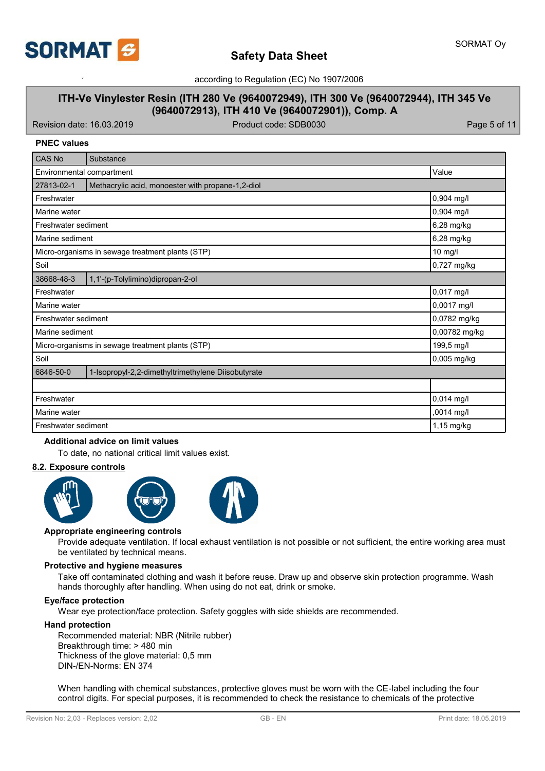### PNEC values

| CAS No | Substance | |
|---|---|---|
| Environmental compartment | | Value |
| 27813-02-1 | Methacrylic acid, monoester with propane-1,2-diol | |
| Freshwater | | 0,904 mg/l |
| Marine water | | 0,904 mg/l |
| Freshwater sediment | | 6,28 mg/kg |
| Marine sediment | | 6,28 mg/kg |
| Micro-organisms in sewage treatment plants (STP) | | 10 mg/l |
| Soil | | 0,727 mg/kg |
| 38668-48-3 | 1,1'-(p-Tolylimino)dipropan-2-ol | |
| Freshwater | | 0,017 mg/l |
| Marine water | | 0,0017 mg/l |
| Freshwater sediment | | 0,0782 mg/kg |
| Marine sediment | | 0,00782 mg/kg |
| Micro-organisms in sewage treatment plants (STP) | | 199,5 mg/l |
| Soil | | 0,005 mg/kg |
| 6846-50-0 | 1-Isopropyl-2,2-dimethyltrimethylene Diisobutyrate | |
| | | |
| Freshwater | | 0,014 mg/l |
| Marine water | | ,0014 mg/l |
| Freshwater sediment | | 1,15 mg/kg |

**Additional advice on limit values**

To date, no national critical limit values exist.

## 8.2. Exposure controls

**Appropriate engineering controls**

Provide adequate ventilation. If local exhaust ventilation is not possible or not sufficient, the entire working area must be ventilated by technical means.

**Protective and hygiene measures**

Take off contaminated clothing and wash it before reuse. Draw up and observe skin protection programme. Wash hands thoroughly after handling. When using do not eat, drink or smoke.

**Eye/face protection**

Wear eye protection/face protection. Safety goggles with side shields are recommended.

**Hand protection**

Recommended material: NBR (Nitrile rubber)
Breakthrough time: > 480 min
Thickness of the glove material: 0,5 mm
DIN-/EN-Norms: EN 374

When handling with chemical substances, protective gloves must be worn with the CE-label including the four control digits. For special purposes, it is recommended to check the resistance to chemicals of the protective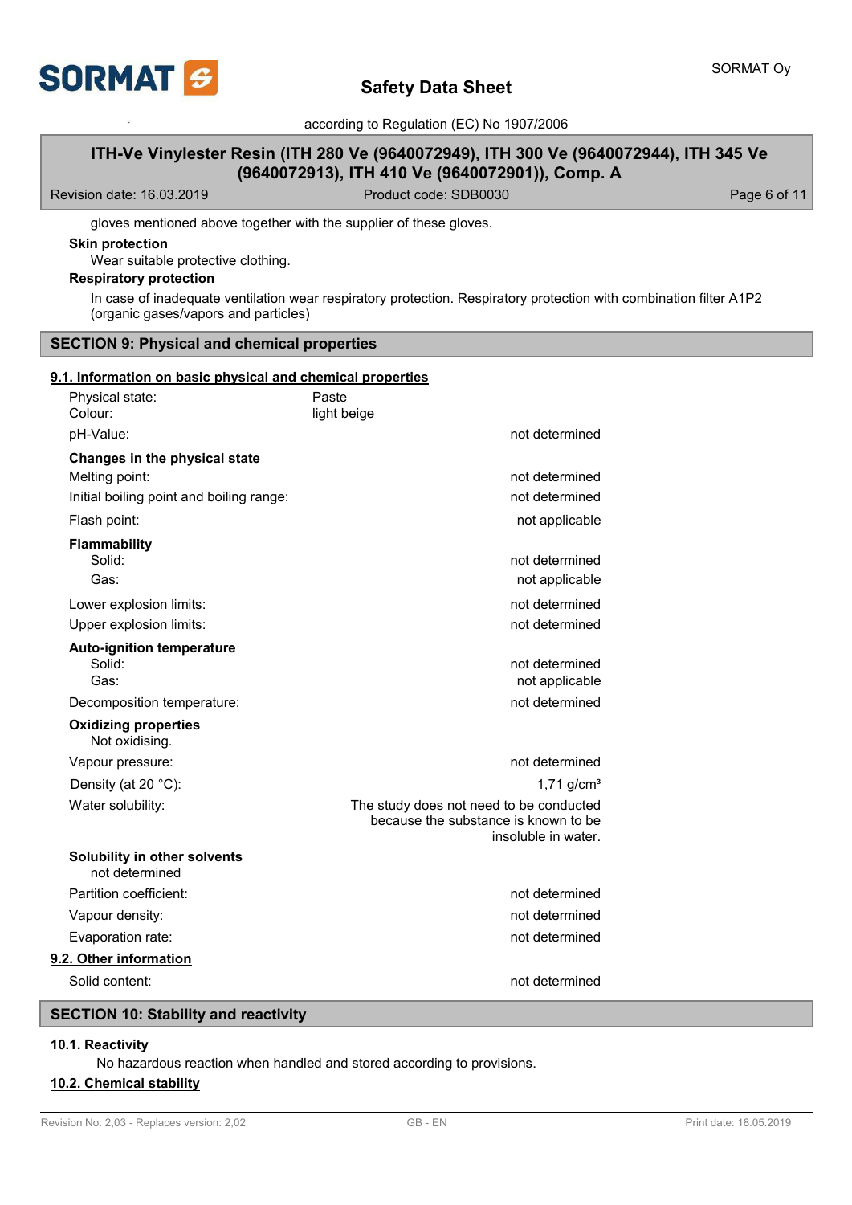gloves mentioned above together with the supplier of these gloves.

**Skin protection**

Wear suitable protective clothing.

**Respiratory protection**

In case of inadequate ventilation wear respiratory protection. Respiratory protection with combination filter A1P2 (organic gases/vapors and particles)

## SECTION 9: Physical and chemical properties

### 9.1. Information on basic physical and chemical properties

| | | |
|---|---|---|
| Physical state: | Paste | |
| Colour: | light beige | |
| pH-Value: | | not determined |
| **Changes in the physical state** | | |
| Melting point: | | not determined |
| Initial boiling point and boiling range: | | not determined |
| Flash point: | | not applicable |
| **Flammability** | | |
| Solid: | | not determined |
| Gas: | | not applicable |
| Lower explosion limits: | | not determined |
| Upper explosion limits: | | not determined |
| **Auto-ignition temperature** | | |
| Solid: | | not determined |
| Gas: | | not applicable |
| Decomposition temperature: | | not determined |

**Oxidizing properties**

Not oxidising.

| | | |
|---|---|---|
| Vapour pressure: | | not determined |
| Density (at 20 °C): | | 1,71 g/cm³ |
| Water solubility: | | The study does not need to be conducted because the substance is known to be insoluble in water. |

**Solubility in other solvents**

not determined

| | | |
|---|---|---|
| Partition coefficient: | | not determined |
| Vapour density: | | not determined |
| Evaporation rate: | | not determined |

### 9.2. Other information

| | | |
|---|---|---|
| Solid content: | | not determined |

## SECTION 10: Stability and reactivity

### 10.1. Reactivity

No hazardous reaction when handled and stored according to provisions.

### 10.2. Chemical stability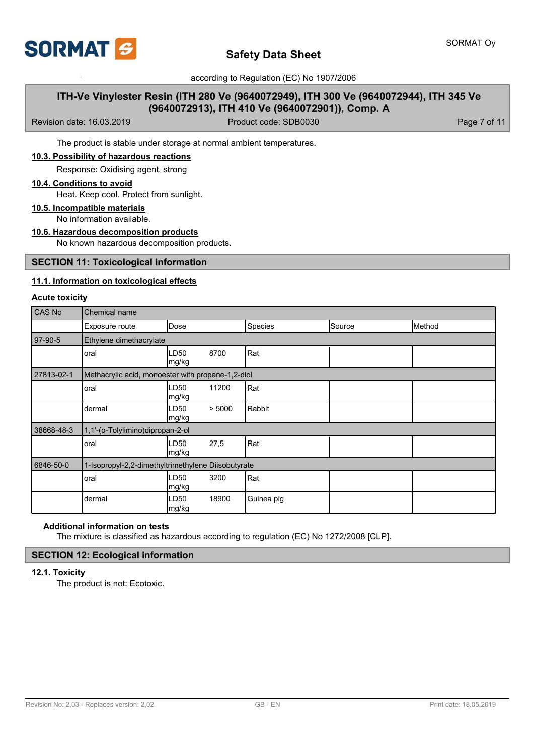The product is stable under storage at normal ambient temperatures.

### 10.3. Possibility of hazardous reactions

Response: Oxidising agent, strong

### 10.4. Conditions to avoid

Heat. Keep cool. Protect from sunlight.

### 10.5. Incompatible materials

No information available.

### 10.6. Hazardous decomposition products

No known hazardous decomposition products.

## SECTION 11: Toxicological information

### 11.1. Information on toxicological effects

**Acute toxicity**

| CAS No | Chemical name | | | | |
|---|---|---|---|---|---|
| | Exposure route | Dose | Species | Source | Method |
| 97-90-5 | Ethylene dimethacrylate | | | | |
| | oral | LD50 8700 mg/kg | Rat | | |
| 27813-02-1 | Methacrylic acid, monoester with propane-1,2-diol | | | | |
| | oral | LD50 11200 mg/kg | Rat | | |
| | dermal | LD50 > 5000 mg/kg | Rabbit | | |
| 38668-48-3 | 1,1'-(p-Tolylimino)dipropan-2-ol | | | | |
| | oral | LD50 27,5 mg/kg | Rat | | |
| 6846-50-0 | 1-Isopropyl-2,2-dimethyltrimethylene Diisobutyrate | | | | |
| | oral | LD50 3200 mg/kg | Rat | | |
| | dermal | LD50 18900 mg/kg | Guinea pig | | |

**Additional information on tests**

The mixture is classified as hazardous according to regulation (EC) No 1272/2008 [CLP].

## SECTION 12: Ecological information

### 12.1. Toxicity

The product is not: Ecotoxic.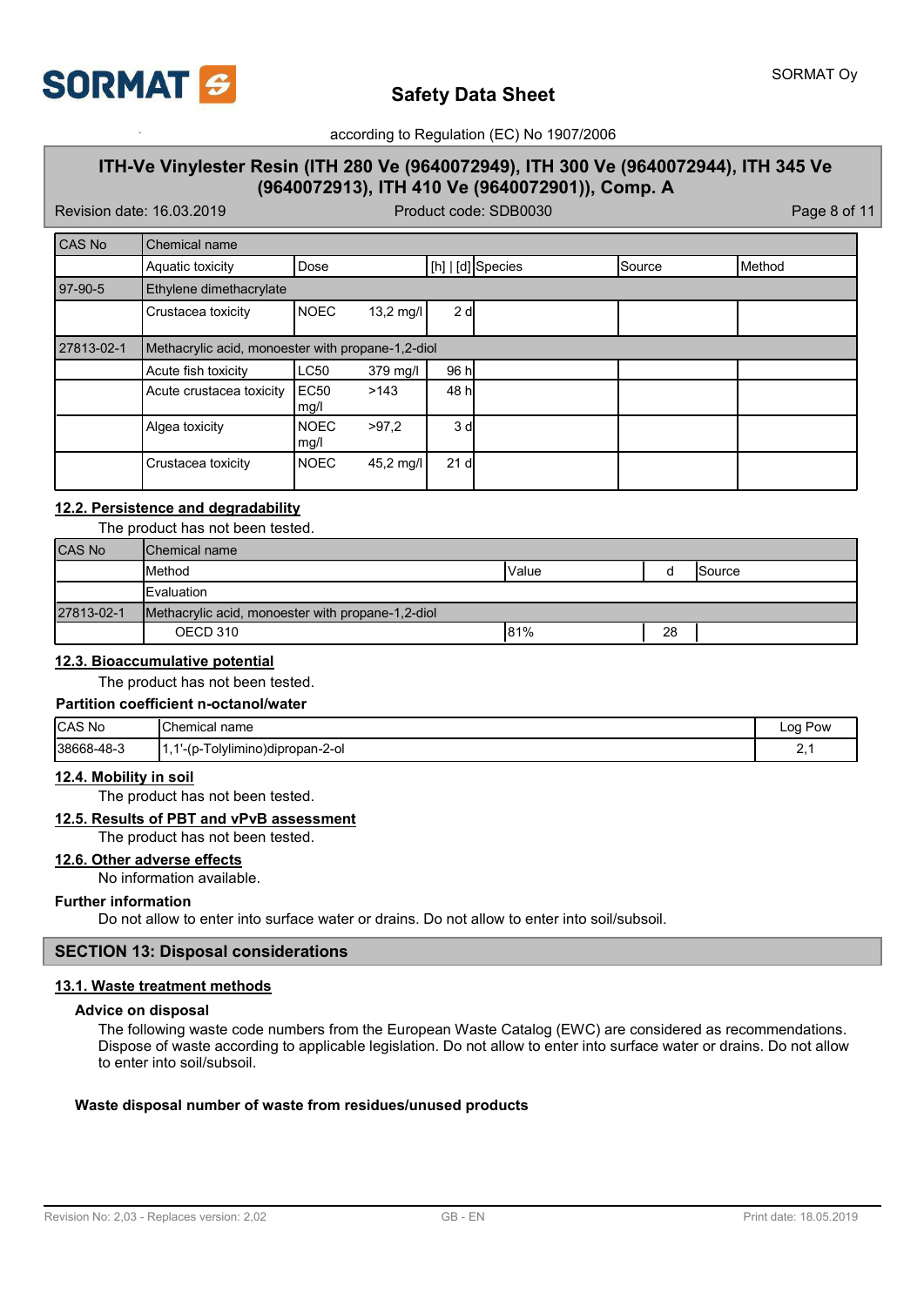| CAS No | Chemical name | | | | | |
|---|---|---|---|---|---|---|
| | Aquatic toxicity | Dose | | [h] \| [d] | Species | Source | Method |
| 97-90-5 | Ethylene dimethacrylate | | | | | | |
| | Crustacea toxicity | NOEC | 13,2 mg/l | 2 d | | | |
| 27813-02-1 | Methacrylic acid, monoester with propane-1,2-diol | | | | | | |
| | Acute fish toxicity | LC50 | 379 mg/l | 96 h | | | |
| | Acute crustacea toxicity | EC50 mg/l | >143 | 48 h | | | |
| | Algea toxicity | NOEC mg/l | >97,2 | 3 d | | | |
| | Crustacea toxicity | NOEC | 45,2 mg/l | 21 d | | | |

## 12.2. Persistence and degradability

The product has not been tested.

| CAS No | Chemical name | | | |
|---|---|---|---|---|
| | Method | Value | d | Source |
| | Evaluation | | | |
| 27813-02-1 | Methacrylic acid, monoester with propane-1,2-diol | | | |
| | OECD 310 | 81% | 28 | |

## 12.3. Bioaccumulative potential

The product has not been tested.

**Partition coefficient n-octanol/water**

| CAS No | Chemical name | Log Pow |
|---|---|---|
| 38668-48-3 | 1,1'-(p-Tolylimino)dipropan-2-ol | 2,1 |

## 12.4. Mobility in soil

The product has not been tested.

## 12.5. Results of PBT and vPvB assessment

The product has not been tested.

## 12.6. Other adverse effects

No information available.

**Further information**

Do not allow to enter into surface water or drains. Do not allow to enter into soil/subsoil.

# SECTION 13: Disposal considerations

## 13.1. Waste treatment methods

**Advice on disposal**

The following waste code numbers from the European Waste Catalog (EWC) are considered as recommendations. Dispose of waste according to applicable legislation. Do not allow to enter into surface water or drains. Do not allow to enter into soil/subsoil.

**Waste disposal number of waste from residues/unused products**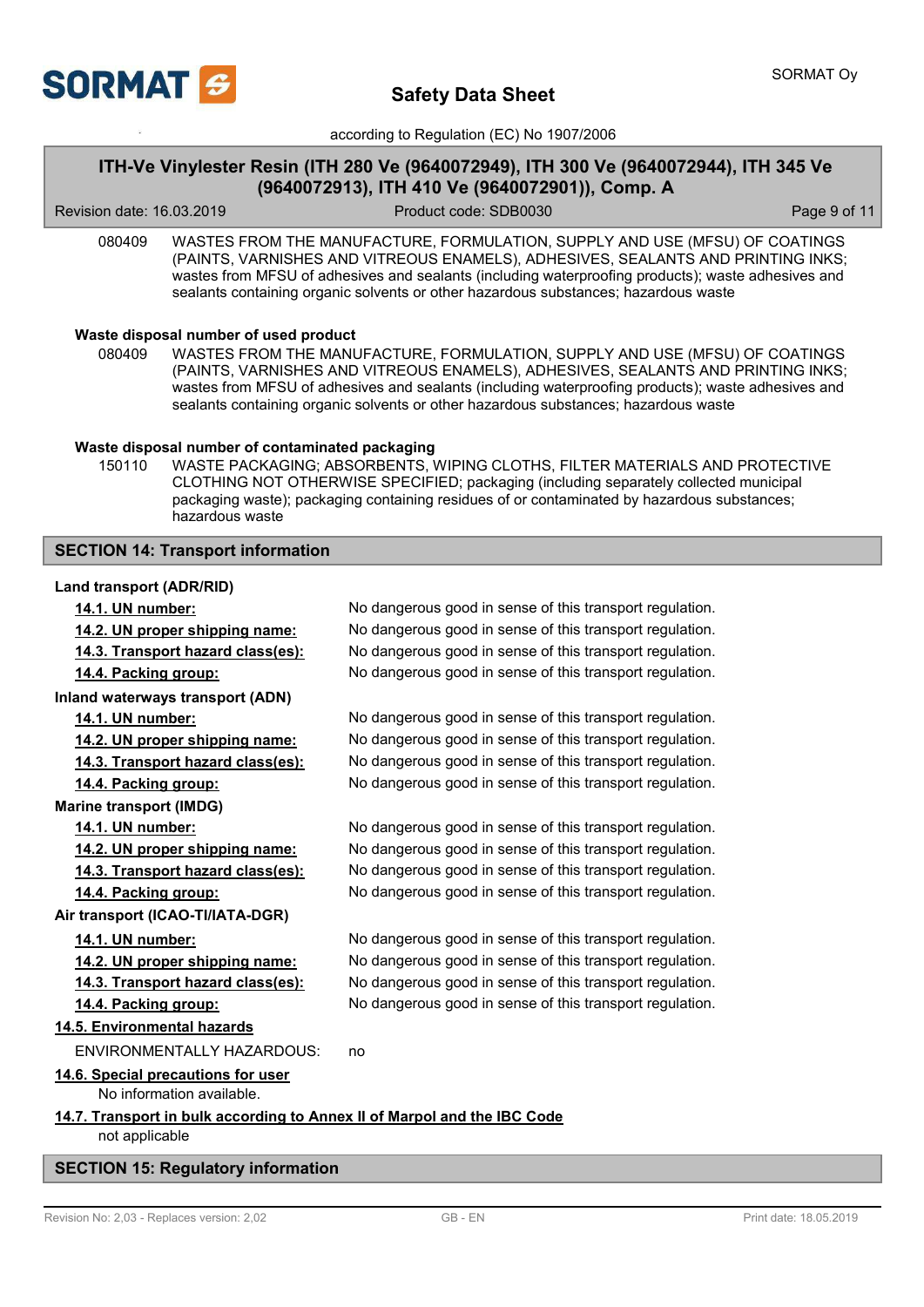080409 WASTES FROM THE MANUFACTURE, FORMULATION, SUPPLY AND USE (MFSU) OF COATINGS (PAINTS, VARNISHES AND VITREOUS ENAMELS), ADHESIVES, SEALANTS AND PRINTING INKS; wastes from MFSU of adhesives and sealants (including waterproofing products); waste adhesives and sealants containing organic solvents or other hazardous substances; hazardous waste

**Waste disposal number of used product**

080409 WASTES FROM THE MANUFACTURE, FORMULATION, SUPPLY AND USE (MFSU) OF COATINGS (PAINTS, VARNISHES AND VITREOUS ENAMELS), ADHESIVES, SEALANTS AND PRINTING INKS; wastes from MFSU of adhesives and sealants (including waterproofing products); waste adhesives and sealants containing organic solvents or other hazardous substances; hazardous waste

**Waste disposal number of contaminated packaging**

150110 WASTE PACKAGING; ABSORBENTS, WIPING CLOTHS, FILTER MATERIALS AND PROTECTIVE CLOTHING NOT OTHERWISE SPECIFIED; packaging (including separately collected municipal packaging waste); packaging containing residues of or contaminated by hazardous substances; hazardous waste

## SECTION 14: Transport information

**Land transport (ADR/RID)**

- **14.1. UN number:** No dangerous good in sense of this transport regulation.
- **14.2. UN proper shipping name:** No dangerous good in sense of this transport regulation.
- **14.3. Transport hazard class(es):** No dangerous good in sense of this transport regulation.
- **14.4. Packing group:** No dangerous good in sense of this transport regulation.

**Inland waterways transport (ADN)**

- **14.1. UN number:** No dangerous good in sense of this transport regulation.
- **14.2. UN proper shipping name:** No dangerous good in sense of this transport regulation.
- **14.3. Transport hazard class(es):** No dangerous good in sense of this transport regulation.
- **14.4. Packing group:** No dangerous good in sense of this transport regulation.

**Marine transport (IMDG)**

- **14.1. UN number:** No dangerous good in sense of this transport regulation.
- **14.2. UN proper shipping name:** No dangerous good in sense of this transport regulation.
- **14.3. Transport hazard class(es):** No dangerous good in sense of this transport regulation.
- **14.4. Packing group:** No dangerous good in sense of this transport regulation.

**Air transport (ICAO-TI/IATA-DGR)**

- **14.1. UN number:** No dangerous good in sense of this transport regulation.
- **14.2. UN proper shipping name:** No dangerous good in sense of this transport regulation.
- **14.3. Transport hazard class(es):** No dangerous good in sense of this transport regulation.
- **14.4. Packing group:** No dangerous good in sense of this transport regulation.

**14.5. Environmental hazards**

ENVIRONMENTALLY HAZARDOUS: no

**14.6. Special precautions for user**

No information available.

**14.7. Transport in bulk according to Annex II of Marpol and the IBC Code**

not applicable

## SECTION 15: Regulatory information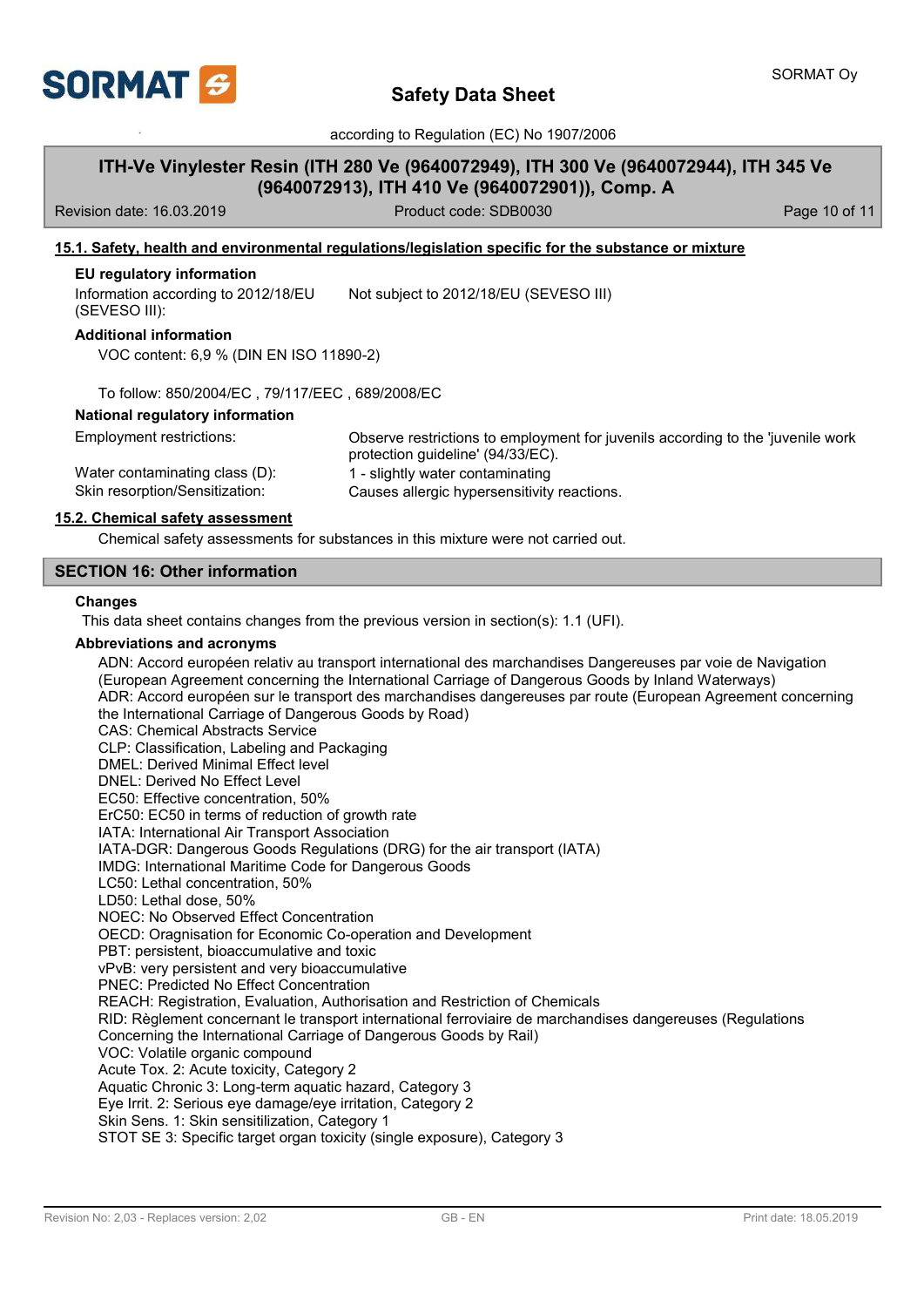## 15.1. Safety, health and environmental regulations/legislation specific for the substance or mixture

**EU regulatory information**

| | |
|---|---|
| Information according to 2012/18/EU (SEVESO III): | Not subject to 2012/18/EU (SEVESO III) |

**Additional information**

VOC content: 6,9 % (DIN EN ISO 11890-2)

To follow: 850/2004/EC , 79/117/EEC , 689/2008/EC

**National regulatory information**

| | |
|---|---|
| Employment restrictions: | Observe restrictions to employment for juvenils according to the 'juvenile work protection guideline' (94/33/EC). |
| Water contaminating class (D): | 1 - slightly water contaminating |
| Skin resorption/Sensitization: | Causes allergic hypersensitivity reactions. |

## 15.2. Chemical safety assessment

Chemical safety assessments for substances in this mixture were not carried out.

## SECTION 16: Other information

**Changes**

This data sheet contains changes from the previous version in section(s): 1.1 (UFI).

**Abbreviations and acronyms**

ADN: Accord européen relativ au transport international des marchandises Dangereuses par voie de Navigation (European Agreement concerning the International Carriage of Dangerous Goods by Inland Waterways)
ADR: Accord européen sur le transport des marchandises dangereuses par route (European Agreement concerning the International Carriage of Dangerous Goods by Road)
CAS: Chemical Abstracts Service
CLP: Classification, Labeling and Packaging
DMEL: Derived Minimal Effect level
DNEL: Derived No Effect Level
EC50: Effective concentration, 50%
ErC50: EC50 in terms of reduction of growth rate
IATA: International Air Transport Association
IATA-DGR: Dangerous Goods Regulations (DRG) for the air transport (IATA)
IMDG: International Maritime Code for Dangerous Goods
LC50: Lethal concentration, 50%
LD50: Lethal dose, 50%
NOEC: No Observed Effect Concentration
OECD: Oragnisation for Economic Co-operation and Development
PBT: persistent, bioaccumulative and toxic
vPvB: very persistent and very bioaccumulative
PNEC: Predicted No Effect Concentration
REACH: Registration, Evaluation, Authorisation and Restriction of Chemicals
RID: Règlement concernant le transport international ferroviaire de marchandises dangereuses (Regulations Concerning the International Carriage of Dangerous Goods by Rail)
VOC: Volatile organic compound
Acute Tox. 2: Acute toxicity, Category 2
Aquatic Chronic 3: Long-term aquatic hazard, Category 3
Eye Irrit. 2: Serious eye damage/eye irritation, Category 2
Skin Sens. 1: Skin sensitilization, Category 1
STOT SE 3: Specific target organ toxicity (single exposure), Category 3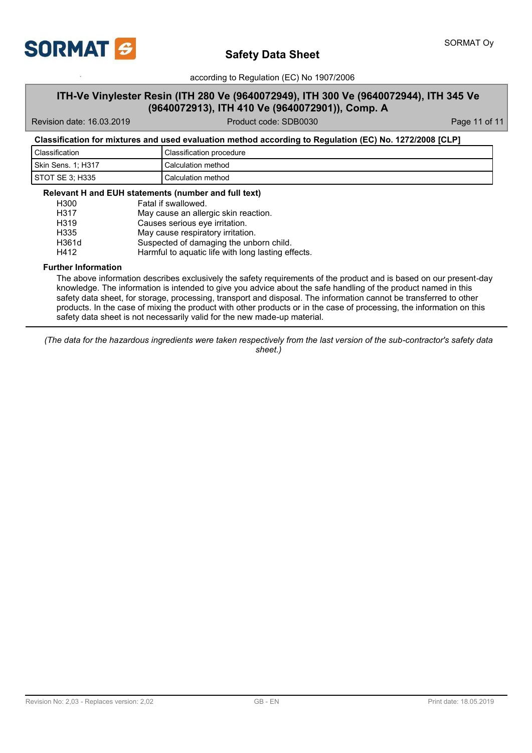**Classification for mixtures and used evaluation method according to Regulation (EC) No. 1272/2008 [CLP]**

| Classification | Classification procedure |
|---|---|
| Skin Sens. 1; H317 | Calculation method |
| STOT SE 3; H335 | Calculation method |

**Relevant H and EUH statements (number and full text)**

| | |
|---|---|
| H300 | Fatal if swallowed. |
| H317 | May cause an allergic skin reaction. |
| H319 | Causes serious eye irritation. |
| H335 | May cause respiratory irritation. |
| H361d | Suspected of damaging the unborn child. |
| H412 | Harmful to aquatic life with long lasting effects. |

**Further Information**

The above information describes exclusively the safety requirements of the product and is based on our present-day knowledge. The information is intended to give you advice about the safe handling of the product named in this safety data sheet, for storage, processing, transport and disposal. The information cannot be transferred to other products. In the case of mixing the product with other products or in the case of processing, the information on this safety data sheet is not necessarily valid for the new made-up material.

---

*(The data for the hazardous ingredients were taken respectively from the last version of the sub-contractor's safety data sheet.)*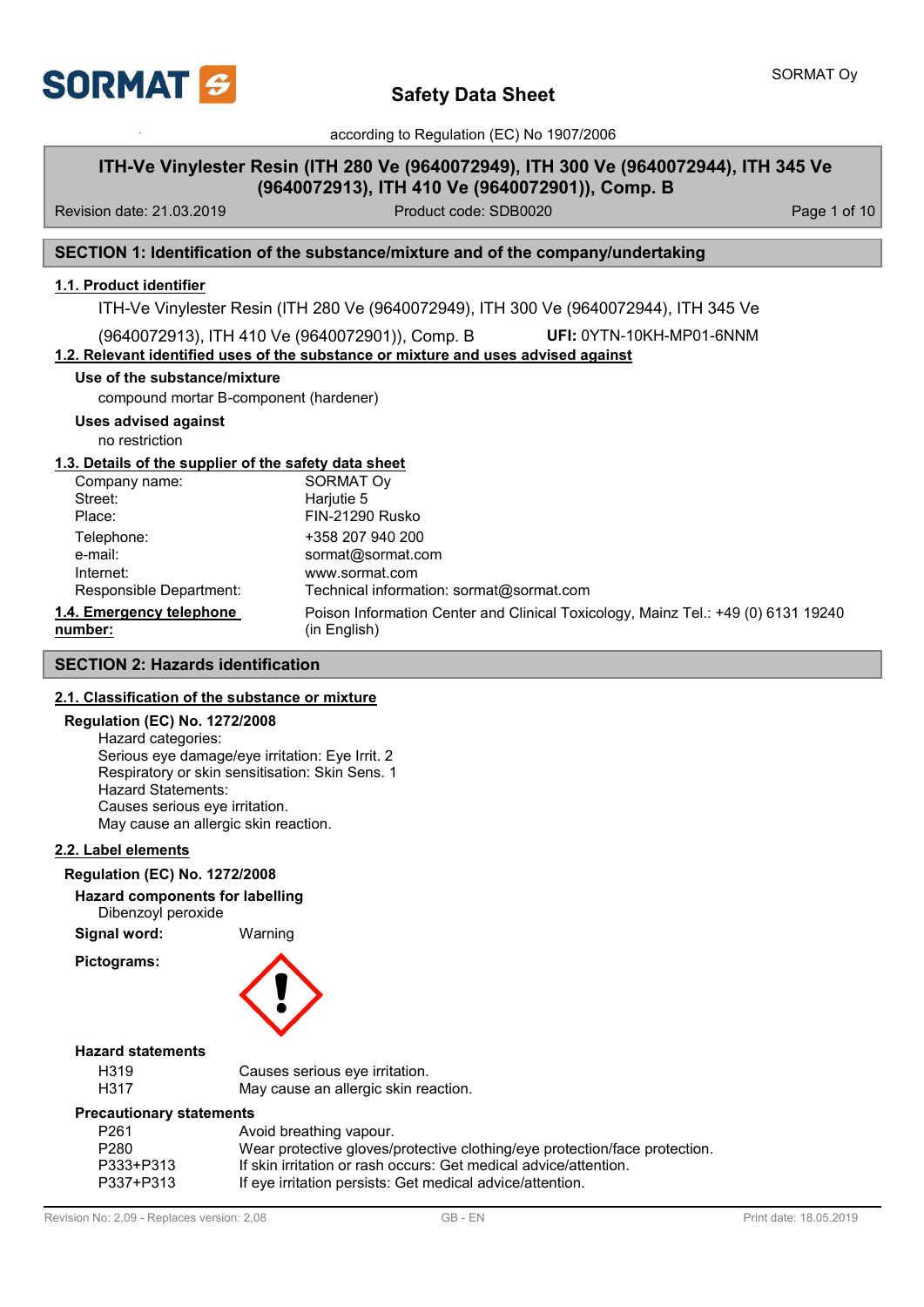# Safety Data Sheet

according to Regulation (EC) No 1907/2006

**ITH-Ve Vinylester Resin (ITH 280 Ve (9640072949), ITH 300 Ve (9640072944), ITH 345 Ve (9640072913), ITH 410 Ve (9640072901)), Comp. B**

Revision date: 21.03.2019 | Product code: SDB0020

## SECTION 1: Identification of the substance/mixture and of the company/undertaking

### 1.1. Product identifier

ITH-Ve Vinylester Resin (ITH 280 Ve (9640072949), ITH 300 Ve (9640072944), ITH 345 Ve (9640072913), ITH 410 Ve (9640072901)), Comp. B **UFI:** 0YTN-10KH-MP01-6NNM

### 1.2. Relevant identified uses of the substance or mixture and uses advised against

**Use of the substance/mixture**

compound mortar B-component (hardener)

**Uses advised against**

no restriction

### 1.3. Details of the supplier of the safety data sheet

| | |
|---|---|
| Company name: | SORMAT Oy |
| Street: | Harjutie 5 |
| Place: | FIN-21290 Rusko |
| Telephone: | +358 207 940 200 |
| e-mail: | sormat@sormat.com |
| Internet: | www.sormat.com |
| Responsible Department: | Technical information: sormat@sormat.com |

**1.4. Emergency telephone number:** Poison Information Center and Clinical Toxicology, Mainz Tel.: +49 (0) 6131 19240 (in English)

## SECTION 2: Hazards identification

### 2.1. Classification of the substance or mixture

**Regulation (EC) No. 1272/2008**

Hazard categories:
Serious eye damage/eye irritation: Eye Irrit. 2
Respiratory or skin sensitisation: Skin Sens. 1
Hazard Statements:
Causes serious eye irritation.
May cause an allergic skin reaction.

### 2.2. Label elements

**Regulation (EC) No. 1272/2008**

**Hazard components for labelling**

Dibenzoyl peroxide

**Signal word:** Warning

**Pictograms:**

**Hazard statements**

| | |
|---|---|
| H319 | Causes serious eye irritation. |
| H317 | May cause an allergic skin reaction. |

**Precautionary statements**

| | |
|---|---|
| P261 | Avoid breathing vapour. |
| P280 | Wear protective gloves/protective clothing/eye protection/face protection. |
| P333+P313 | If skin irritation or rash occurs: Get medical advice/attention. |
| P337+P313 | If eye irritation persists: Get medical advice/attention. |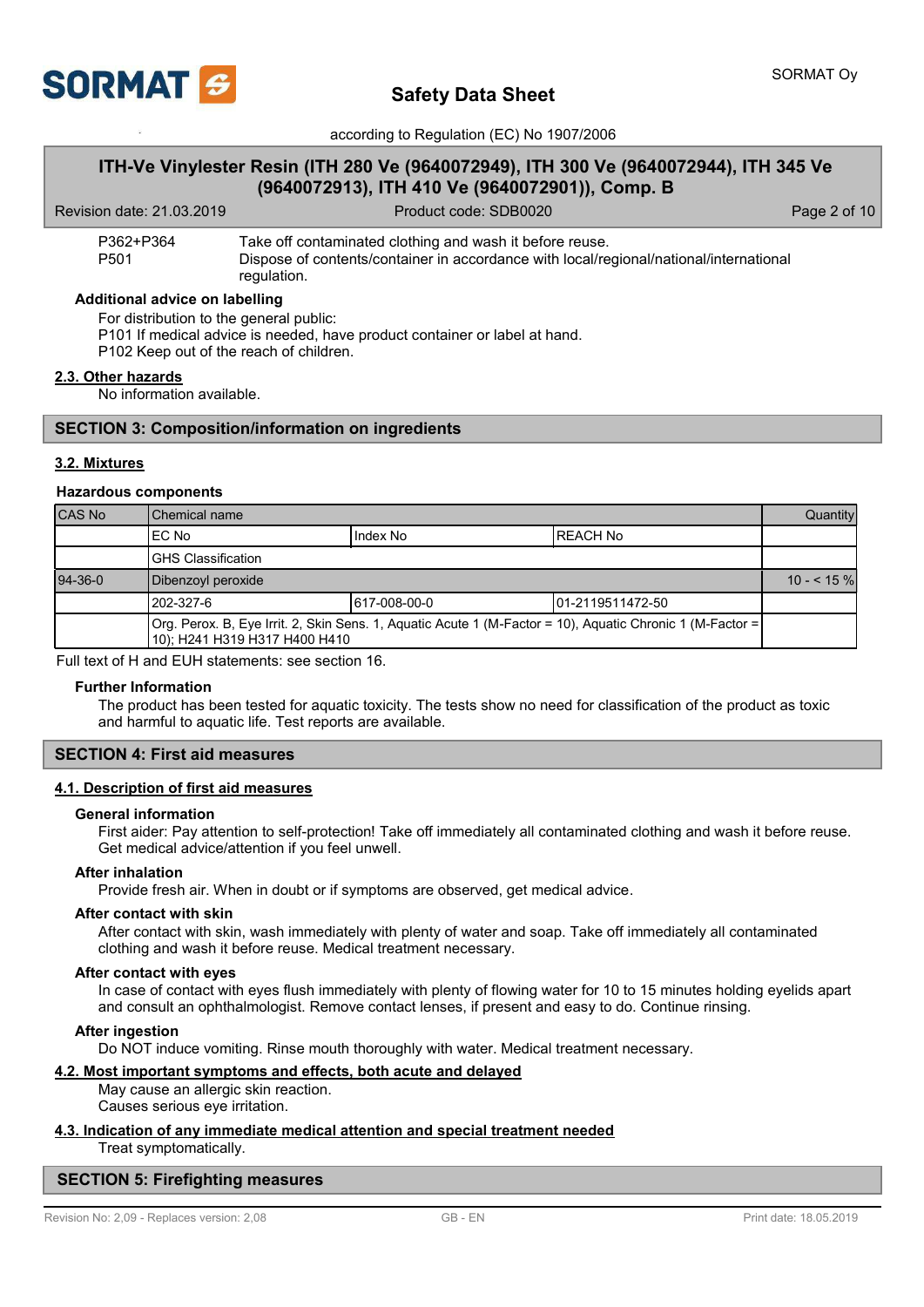| | |
|---|---|
| P362+P364 | Take off contaminated clothing and wash it before reuse. |
| P501 | Dispose of contents/container in accordance with local/regional/national/international regulation. |

**Additional advice on labelling**

For distribution to the general public:
P101 If medical advice is needed, have product container or label at hand.
P102 Keep out of the reach of children.

### 2.3. Other hazards

No information available.

## SECTION 3: Composition/information on ingredients

### 3.2. Mixtures

**Hazardous components**

| CAS No | Chemical name | | | Quantity |
|---|---|---|---|---|
| | EC No | Index No | REACH No | |
| | GHS Classification | | | |
| 94-36-0 | Dibenzoyl peroxide | | | 10 - < 15 % |
| | 202-327-6 | 617-008-00-0 | 01-2119511472-50 | |
| | Org. Perox. B, Eye Irrit. 2, Skin Sens. 1, Aquatic Acute 1 (M-Factor = 10), Aquatic Chronic 1 (M-Factor = 10); H241 H319 H317 H400 H410 | | | |

Full text of H and EUH statements: see section 16.

**Further Information**

The product has been tested for aquatic toxicity. The tests show no need for classification of the product as toxic and harmful to aquatic life. Test reports are available.

## SECTION 4: First aid measures

### 4.1. Description of first aid measures

**General information**

First aider: Pay attention to self-protection! Take off immediately all contaminated clothing and wash it before reuse. Get medical advice/attention if you feel unwell.

**After inhalation**

Provide fresh air. When in doubt or if symptoms are observed, get medical advice.

**After contact with skin**

After contact with skin, wash immediately with plenty of water and soap. Take off immediately all contaminated clothing and wash it before reuse. Medical treatment necessary.

**After contact with eyes**

In case of contact with eyes flush immediately with plenty of flowing water for 10 to 15 minutes holding eyelids apart and consult an ophthalmologist. Remove contact lenses, if present and easy to do. Continue rinsing.

**After ingestion**

Do NOT induce vomiting. Rinse mouth thoroughly with water. Medical treatment necessary.

### 4.2. Most important symptoms and effects, both acute and delayed

May cause an allergic skin reaction.
Causes serious eye irritation.

### 4.3. Indication of any immediate medical attention and special treatment needed

Treat symptomatically.

## SECTION 5: Firefighting measures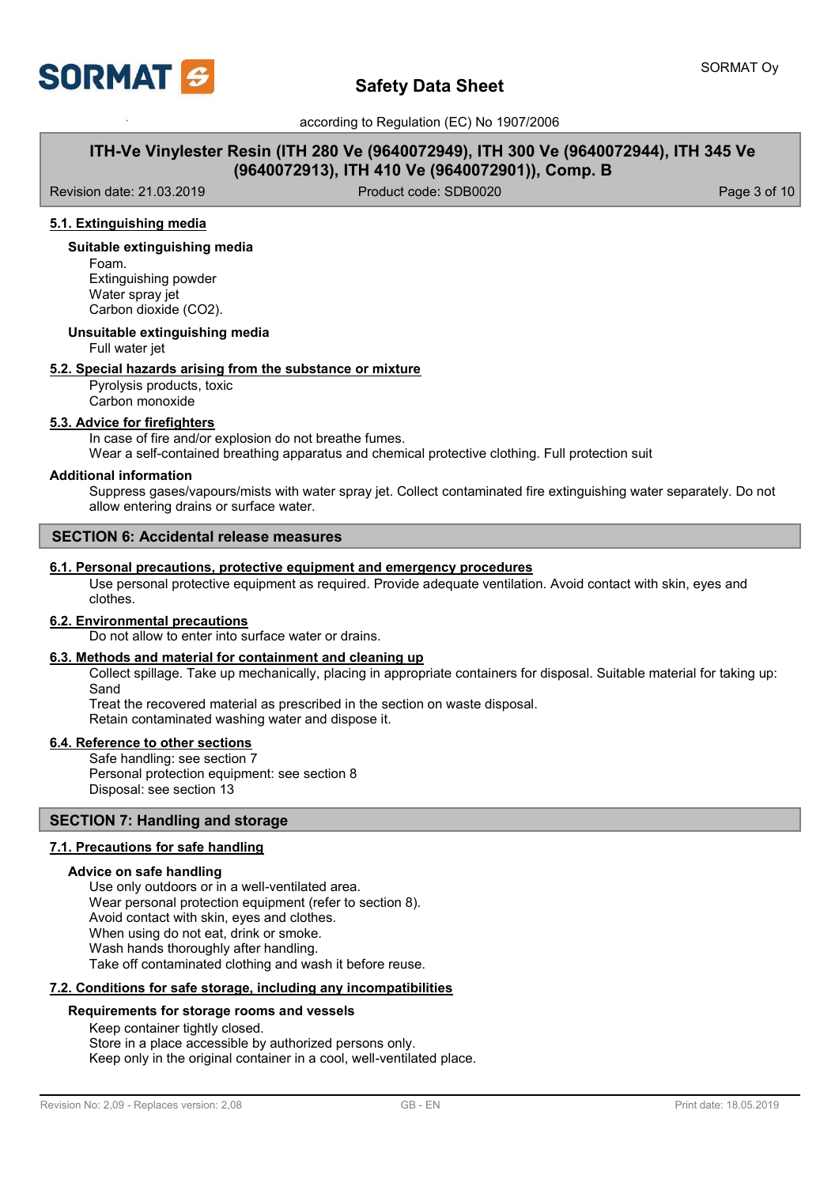#### 5.1. Extinguishing media

**Suitable extinguishing media**

Foam.
Extinguishing powder
Water spray jet
Carbon dioxide ($CO_2$).

**Unsuitable extinguishing media**

Full water jet

#### 5.2. Special hazards arising from the substance or mixture

Pyrolysis products, toxic
Carbon monoxide

#### 5.3. Advice for firefighters

In case of fire and/or explosion do not breathe fumes.
Wear a self-contained breathing apparatus and chemical protective clothing. Full protection suit

**Additional information**

Suppress gases/vapours/mists with water spray jet. Collect contaminated fire extinguishing water separately. Do not allow entering drains or surface water.

## SECTION 6: Accidental release measures

#### 6.1. Personal precautions, protective equipment and emergency procedures

Use personal protective equipment as required. Provide adequate ventilation. Avoid contact with skin, eyes and clothes.

#### 6.2. Environmental precautions

Do not allow to enter into surface water or drains.

#### 6.3. Methods and material for containment and cleaning up

Collect spillage. Take up mechanically, placing in appropriate containers for disposal. Suitable material for taking up: Sand
Treat the recovered material as prescribed in the section on waste disposal.
Retain contaminated washing water and dispose it.

#### 6.4. Reference to other sections

Safe handling: see section 7
Personal protection equipment: see section 8
Disposal: see section 13

## SECTION 7: Handling and storage

#### 7.1. Precautions for safe handling

**Advice on safe handling**

Use only outdoors or in a well-ventilated area.
Wear personal protection equipment (refer to section 8).
Avoid contact with skin, eyes and clothes.
When using do not eat, drink or smoke.
Wash hands thoroughly after handling.
Take off contaminated clothing and wash it before reuse.

#### 7.2. Conditions for safe storage, including any incompatibilities

**Requirements for storage rooms and vessels**

Keep container tightly closed.
Store in a place accessible by authorized persons only.
Keep only in the original container in a cool, well-ventilated place.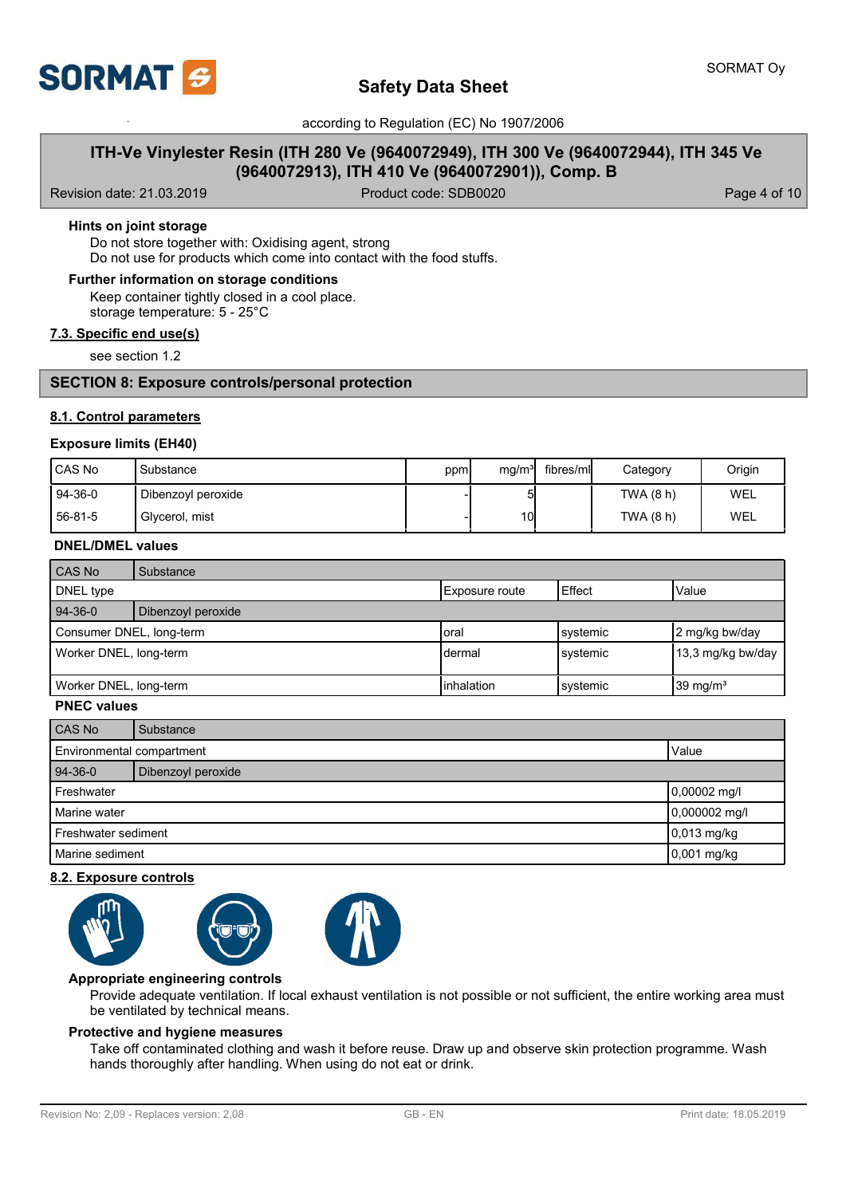**Hints on joint storage**

Do not store together with: Oxidising agent, strong
Do not use for products which come into contact with the food stuffs.

**Further information on storage conditions**

Keep container tightly closed in a cool place.
storage temperature: 5 - 25°C

**7.3. Specific end use(s)**

see section 1.2

## SECTION 8: Exposure controls/personal protection

**8.1. Control parameters**

**Exposure limits (EH40)**

| CAS No | Substance | ppm | mg/m³ | fibres/ml | Category | Origin |
|---|---|---|---|---|---|---|
| 94-36-0 | Dibenzoyl peroxide | - | 5 | | TWA (8 h) | WEL |
| 56-81-5 | Glycerol, mist | - | 10 | | TWA (8 h) | WEL |

**DNEL/DMEL values**

| CAS No / DNEL type | Substance / Exposure route | Effect | Value |
|---|---|---|---|
| **94-36-0** | **Dibenzoyl peroxide** | | |
| Consumer DNEL, long-term | oral | systemic | 2 mg/kg bw/day |
| Worker DNEL, long-term | dermal | systemic | 13,3 mg/kg bw/day |
| Worker DNEL, long-term | inhalation | systemic | 39 mg/m³ |

**PNEC values**

| CAS No / Environmental compartment | Substance / Value |
|---|---|
| **94-36-0** | **Dibenzoyl peroxide** |
| Freshwater | 0,00002 mg/l |
| Marine water | 0,000002 mg/l |
| Freshwater sediment | 0,013 mg/kg |
| Marine sediment | 0,001 mg/kg |

**8.2. Exposure controls**

**Appropriate engineering controls**

Provide adequate ventilation. If local exhaust ventilation is not possible or not sufficient, the entire working area must be ventilated by technical means.

**Protective and hygiene measures**

Take off contaminated clothing and wash it before reuse. Draw up and observe skin protection programme. Wash hands thoroughly after handling. When using do not eat or drink.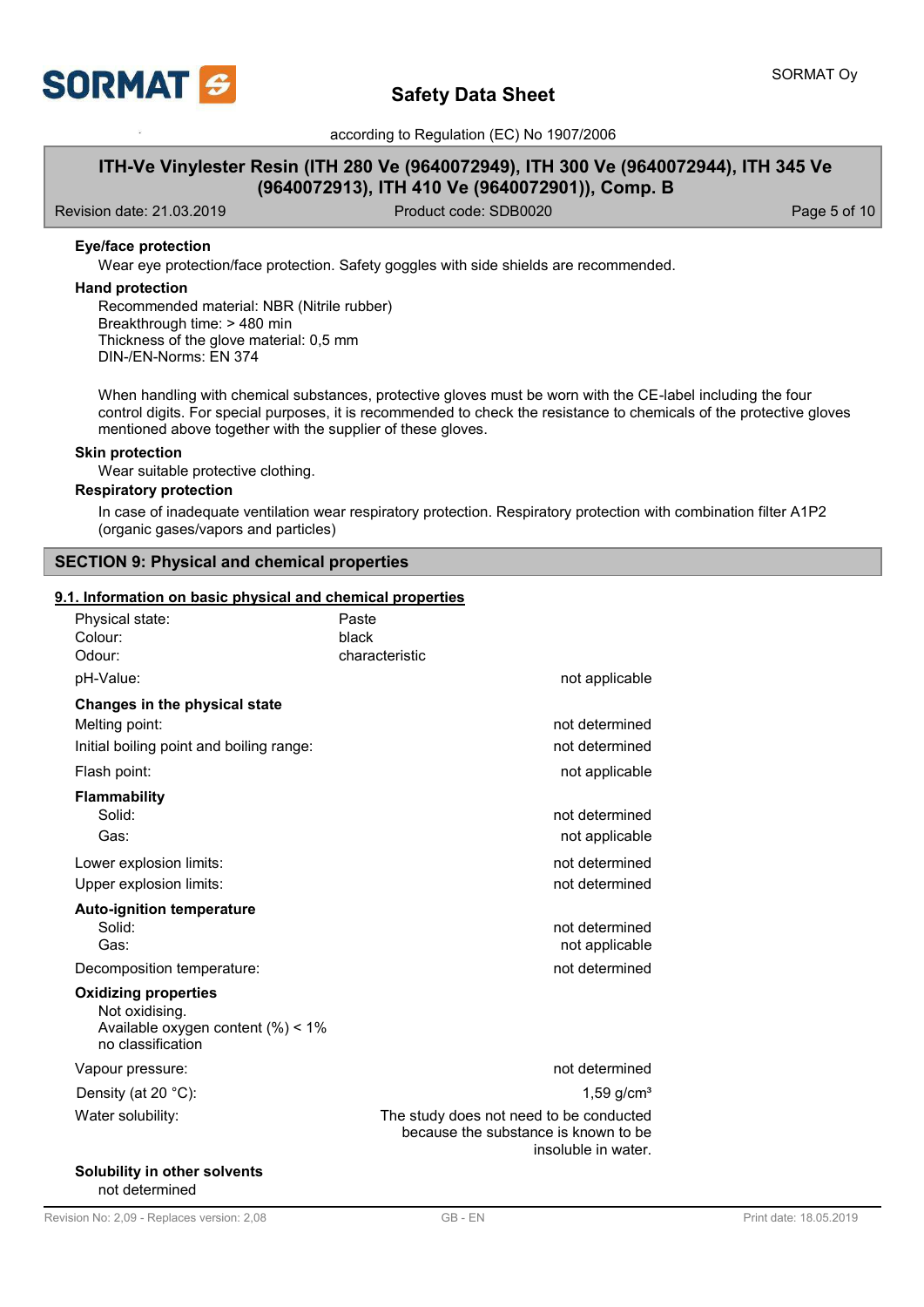**Eye/face protection**

Wear eye protection/face protection. Safety goggles with side shields are recommended.

**Hand protection**

Recommended material: NBR (Nitrile rubber)
Breakthrough time: > 480 min
Thickness of the glove material: 0,5 mm
DIN-/EN-Norms: EN 374

When handling with chemical substances, protective gloves must be worn with the CE-label including the four control digits. For special purposes, it is recommended to check the resistance to chemicals of the protective gloves mentioned above together with the supplier of these gloves.

**Skin protection**

Wear suitable protective clothing.

**Respiratory protection**

In case of inadequate ventilation wear respiratory protection. Respiratory protection with combination filter A1P2 (organic gases/vapors and particles)

## SECTION 9: Physical and chemical properties

### 9.1. Information on basic physical and chemical properties

| | | |
|---|---|---|
| Physical state: | Paste | |
| Colour: | black | |
| Odour: | characteristic | |
| pH-Value: | | not applicable |

**Changes in the physical state**

| | |
|---|---|
| Melting point: | not determined |
| Initial boiling point and boiling range: | not determined |
| Flash point: | not applicable |

**Flammability**

| | |
|---|---|
| Solid: | not determined |
| Gas: | not applicable |
| Lower explosion limits: | not determined |
| Upper explosion limits: | not determined |

**Auto-ignition temperature**

| | |
|---|---|
| Solid: | not determined |
| Gas: | not applicable |
| Decomposition temperature: | not determined |

**Oxidizing properties**

Not oxidising.
Available oxygen content (%) < 1%
no classification

| | |
|---|---|
| Vapour pressure: | not determined |
| Density (at 20 °C): | 1,59 g/cm³ |
| Water solubility: | The study does not need to be conducted because the substance is known to be insoluble in water. |

**Solubility in other solvents**

not determined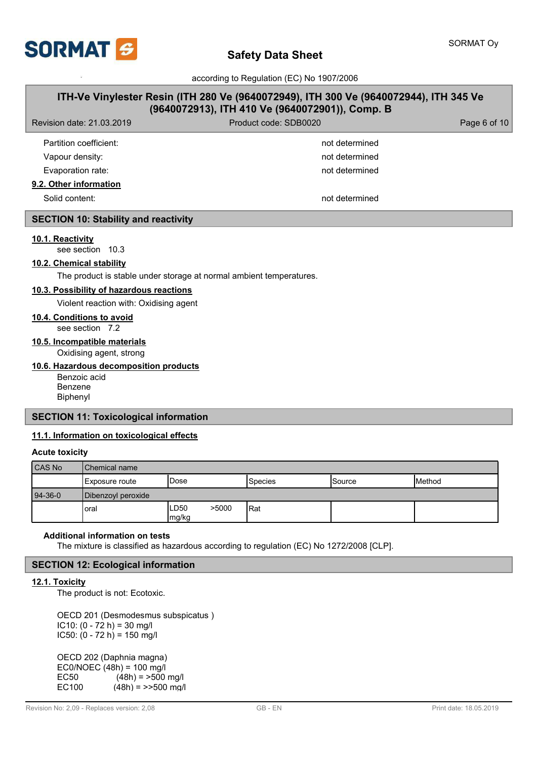| | |
|---|---|
| Partition coefficient: | not determined |
| Vapour density: | not determined |
| Evaporation rate: | not determined |

### 9.2. Other information

| | |
|---|---|
| Solid content: | not determined |

## SECTION 10: Stability and reactivity

### 10.1. Reactivity

see section 10.3

### 10.2. Chemical stability

The product is stable under storage at normal ambient temperatures.

### 10.3. Possibility of hazardous reactions

Violent reaction with: Oxidising agent

### 10.4. Conditions to avoid

see section 7.2

### 10.5. Incompatible materials

Oxidising agent, strong

### 10.6. Hazardous decomposition products

Benzoic acid
Benzene
Biphenyl

## SECTION 11: Toxicological information

### 11.1. Information on toxicological effects

**Acute toxicity**

| CAS No | Chemical name | | | | | |
|---|---|---|---|---|---|---|
| | Exposure route | Dose | | Species | Source | Method |
| 94-36-0 | Dibenzoyl peroxide | | | | | |
| | oral | LD50 mg/kg | >5000 | Rat | | |

**Additional information on tests**

The mixture is classified as hazardous according to regulation (EC) No 1272/2008 [CLP].

## SECTION 12: Ecological information

### 12.1. Toxicity

The product is not: Ecotoxic.

OECD 201 (Desmodesmus subspicatus )
IC10: (0 - 72 h) = 30 mg/l
IC50: (0 - 72 h) = 150 mg/l

OECD 202 (Daphnia magna)
EC0/NOEC (48h) = 100 mg/l
EC50 (48h) = >500 mg/l
EC100 (48h) = >>500 mg/l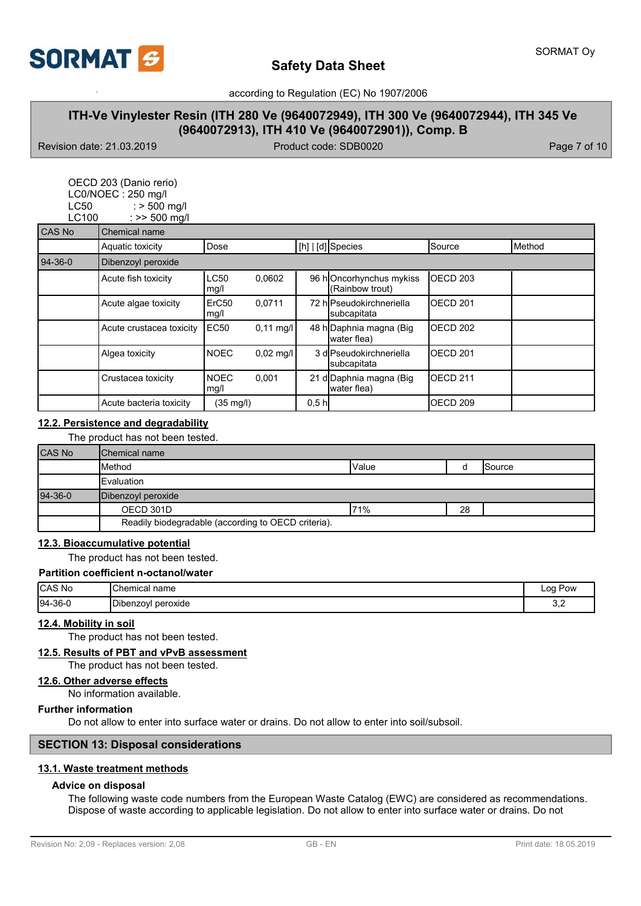OECD 203 (Danio rerio)
LC0/NOEC : 250 mg/l
LC50 : > 500 mg/l
LC100 : >> 500 mg/l

| CAS No | Chemical name | | | | | |
|---|---|---|---|---|---|---|
| | Aquatic toxicity | Dose | [h] \| [d] | Species | Source | Method |
| 94-36-0 | Dibenzoyl peroxide | | | | | |
| | Acute fish toxicity | LC50 0,0602 mg/l | 96 h | Oncorhynchus mykiss (Rainbow trout) | OECD 203 | |
| | Acute algae toxicity | ErC50 0,0711 mg/l | 72 h | Pseudokirchneriella subcapitata | OECD 201 | |
| | Acute crustacea toxicity | EC50 0,11 mg/l | 48 h | Daphnia magna (Big water flea) | OECD 202 | |
| | Algea toxicity | NOEC 0,02 mg/l | 3 d | Pseudokirchneriella subcapitata | OECD 201 | |
| | Crustacea toxicity | NOEC 0,001 mg/l | 21 d | Daphnia magna (Big water flea) | OECD 211 | |
| | Acute bacteria toxicity | (35 mg/l) | 0,5 h | | OECD 209 | |

## 12.2. Persistence and degradability

The product has not been tested.

| CAS No | Chemical name | | | |
|---|---|---|---|---|
| | Method | Value | d | Source |
| | Evaluation | | | |
| 94-36-0 | Dibenzoyl peroxide | | | |
| | OECD 301D | 71% | 28 | |
| | Readily biodegradable (according to OECD criteria). | | | |

## 12.3. Bioaccumulative potential

The product has not been tested.

**Partition coefficient n-octanol/water**

| CAS No | Chemical name | Log Pow |
|---|---|---|
| 94-36-0 | Dibenzoyl peroxide | 3,2 |

## 12.4. Mobility in soil

The product has not been tested.

## 12.5. Results of PBT and vPvB assessment

The product has not been tested.

## 12.6. Other adverse effects

No information available.

**Further information**

Do not allow to enter into surface water or drains. Do not allow to enter into soil/subsoil.

# SECTION 13: Disposal considerations

## 13.1. Waste treatment methods

**Advice on disposal**

The following waste code numbers from the European Waste Catalog (EWC) are considered as recommendations. Dispose of waste according to applicable legislation. Do not allow to enter into surface water or drains. Do not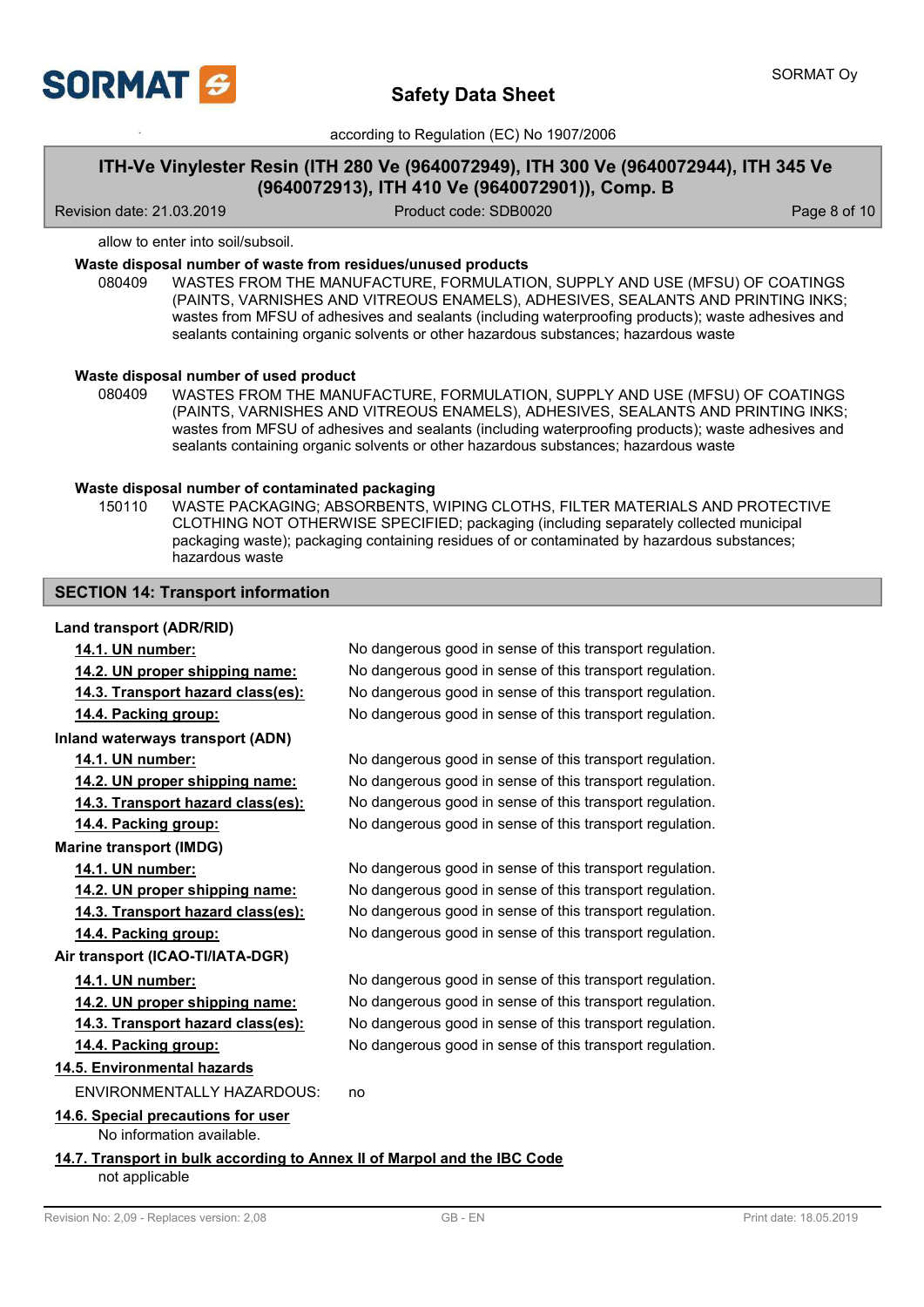allow to enter into soil/subsoil.

**Waste disposal number of waste from residues/unused products**

080409 WASTES FROM THE MANUFACTURE, FORMULATION, SUPPLY AND USE (MFSU) OF COATINGS (PAINTS, VARNISHES AND VITREOUS ENAMELS), ADHESIVES, SEALANTS AND PRINTING INKS; wastes from MFSU of adhesives and sealants (including waterproofing products); waste adhesives and sealants containing organic solvents or other hazardous substances; hazardous waste

**Waste disposal number of used product**

080409 WASTES FROM THE MANUFACTURE, FORMULATION, SUPPLY AND USE (MFSU) OF COATINGS (PAINTS, VARNISHES AND VITREOUS ENAMELS), ADHESIVES, SEALANTS AND PRINTING INKS; wastes from MFSU of adhesives and sealants (including waterproofing products); waste adhesives and sealants containing organic solvents or other hazardous substances; hazardous waste

**Waste disposal number of contaminated packaging**

150110 WASTE PACKAGING; ABSORBENTS, WIPING CLOTHS, FILTER MATERIALS AND PROTECTIVE CLOTHING NOT OTHERWISE SPECIFIED; packaging (including separately collected municipal packaging waste); packaging containing residues of or contaminated by hazardous substances; hazardous waste

## SECTION 14: Transport information

**Land transport (ADR/RID)**

**14.1. UN number:** No dangerous good in sense of this transport regulation.

**14.2. UN proper shipping name:** No dangerous good in sense of this transport regulation.

**14.3. Transport hazard class(es):** No dangerous good in sense of this transport regulation.

**14.4. Packing group:** No dangerous good in sense of this transport regulation.

**Inland waterways transport (ADN)**

**14.1. UN number:** No dangerous good in sense of this transport regulation.

**14.2. UN proper shipping name:** No dangerous good in sense of this transport regulation.

**14.3. Transport hazard class(es):** No dangerous good in sense of this transport regulation.

**14.4. Packing group:** No dangerous good in sense of this transport regulation.

**Marine transport (IMDG)**

**14.1. UN number:** No dangerous good in sense of this transport regulation.

**14.2. UN proper shipping name:** No dangerous good in sense of this transport regulation.

**14.3. Transport hazard class(es):** No dangerous good in sense of this transport regulation.

**14.4. Packing group:** No dangerous good in sense of this transport regulation.

**Air transport (ICAO-TI/IATA-DGR)**

**14.1. UN number:** No dangerous good in sense of this transport regulation.

**14.2. UN proper shipping name:** No dangerous good in sense of this transport regulation.

**14.3. Transport hazard class(es):** No dangerous good in sense of this transport regulation.

**14.4. Packing group:** No dangerous good in sense of this transport regulation.

**14.5. Environmental hazards**

ENVIRONMENTALLY HAZARDOUS: no

**14.6. Special precautions for user**

No information available.

**14.7. Transport in bulk according to Annex II of Marpol and the IBC Code**

not applicable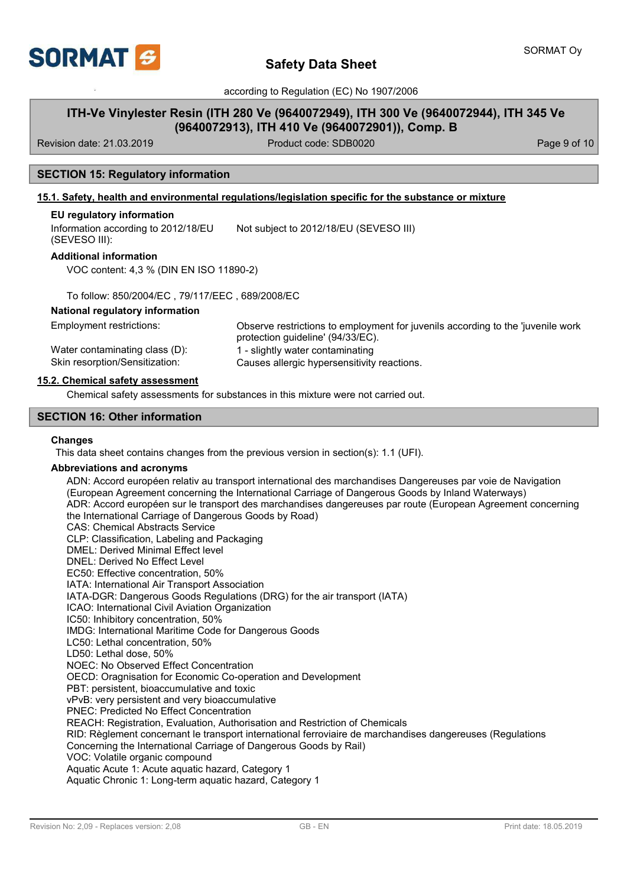## SECTION 15: Regulatory information

### 15.1. Safety, health and environmental regulations/legislation specific for the substance or mixture

**EU regulatory information**

| | |
|---|---|
| Information according to 2012/18/EU (SEVESO III): | Not subject to 2012/18/EU (SEVESO III) |

**Additional information**

VOC content: 4,3 % (DIN EN ISO 11890-2)

To follow: 850/2004/EC , 79/117/EEC , 689/2008/EC

**National regulatory information**

| | |
|---|---|
| Employment restrictions: | Observe restrictions to employment for juvenils according to the 'juvenile work protection guideline' (94/33/EC). |
| Water contaminating class (D): | 1 - slightly water contaminating |
| Skin resorption/Sensitization: | Causes allergic hypersensitivity reactions. |

### 15.2. Chemical safety assessment

Chemical safety assessments for substances in this mixture were not carried out.

## SECTION 16: Other information

**Changes**

This data sheet contains changes from the previous version in section(s): 1.1 (UFI).

**Abbreviations and acronyms**

ADN: Accord européen relativ au transport international des marchandises Dangereuses par voie de Navigation (European Agreement concerning the International Carriage of Dangerous Goods by Inland Waterways)
ADR: Accord européen sur le transport des marchandises dangereuses par route (European Agreement concerning the International Carriage of Dangerous Goods by Road)
CAS: Chemical Abstracts Service
CLP: Classification, Labeling and Packaging
DMEL: Derived Minimal Effect level
DNEL: Derived No Effect Level
EC50: Effective concentration, 50%
IATA: International Air Transport Association
IATA-DGR: Dangerous Goods Regulations (DRG) for the air transport (IATA)
ICAO: International Civil Aviation Organization
IC50: Inhibitory concentration, 50%
IMDG: International Maritime Code for Dangerous Goods
LC50: Lethal concentration, 50%
LD50: Lethal dose, 50%
NOEC: No Observed Effect Concentration
OECD: Oragnisation for Economic Co-operation and Development
PBT: persistent, bioaccumulative and toxic
vPvB: very persistent and very bioaccumulative
PNEC: Predicted No Effect Concentration
REACH: Registration, Evaluation, Authorisation and Restriction of Chemicals
RID: Règlement concernant le transport international ferroviaire de marchandises dangereuses (Regulations Concerning the International Carriage of Dangerous Goods by Rail)
VOC: Volatile organic compound
Aquatic Acute 1: Acute aquatic hazard, Category 1
Aquatic Chronic 1: Long-term aquatic hazard, Category 1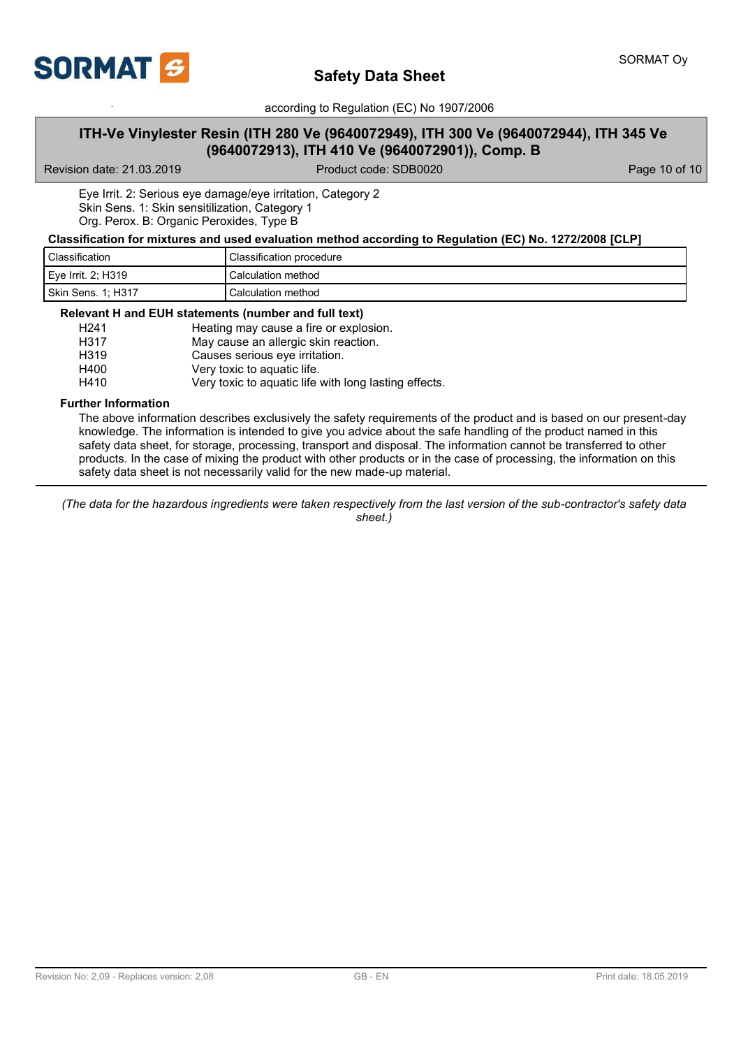Eye Irrit. 2: Serious eye damage/eye irritation, Category 2
Skin Sens. 1: Skin sensitilization, Category 1
Org. Perox. B: Organic Peroxides, Type B

**Classification for mixtures and used evaluation method according to Regulation (EC) No. 1272/2008 [CLP]**

| Classification | Classification procedure |
|---|---|
| Eye Irrit. 2; H319 | Calculation method |
| Skin Sens. 1; H317 | Calculation method |

**Relevant H and EUH statements (number and full text)**

| | |
|---|---|
| H241 | Heating may cause a fire or explosion. |
| H317 | May cause an allergic skin reaction. |
| H319 | Causes serious eye irritation. |
| H400 | Very toxic to aquatic life. |
| H410 | Very toxic to aquatic life with long lasting effects. |

**Further Information**

The above information describes exclusively the safety requirements of the product and is based on our present-day knowledge. The information is intended to give you advice about the safe handling of the product named in this safety data sheet, for storage, processing, transport and disposal. The information cannot be transferred to other products. In the case of mixing the product with other products or in the case of processing, the information on this safety data sheet is not necessarily valid for the new made-up material.

---

*(The data for the hazardous ingredients were taken respectively from the last version of the sub-contractor's safety data sheet.)*